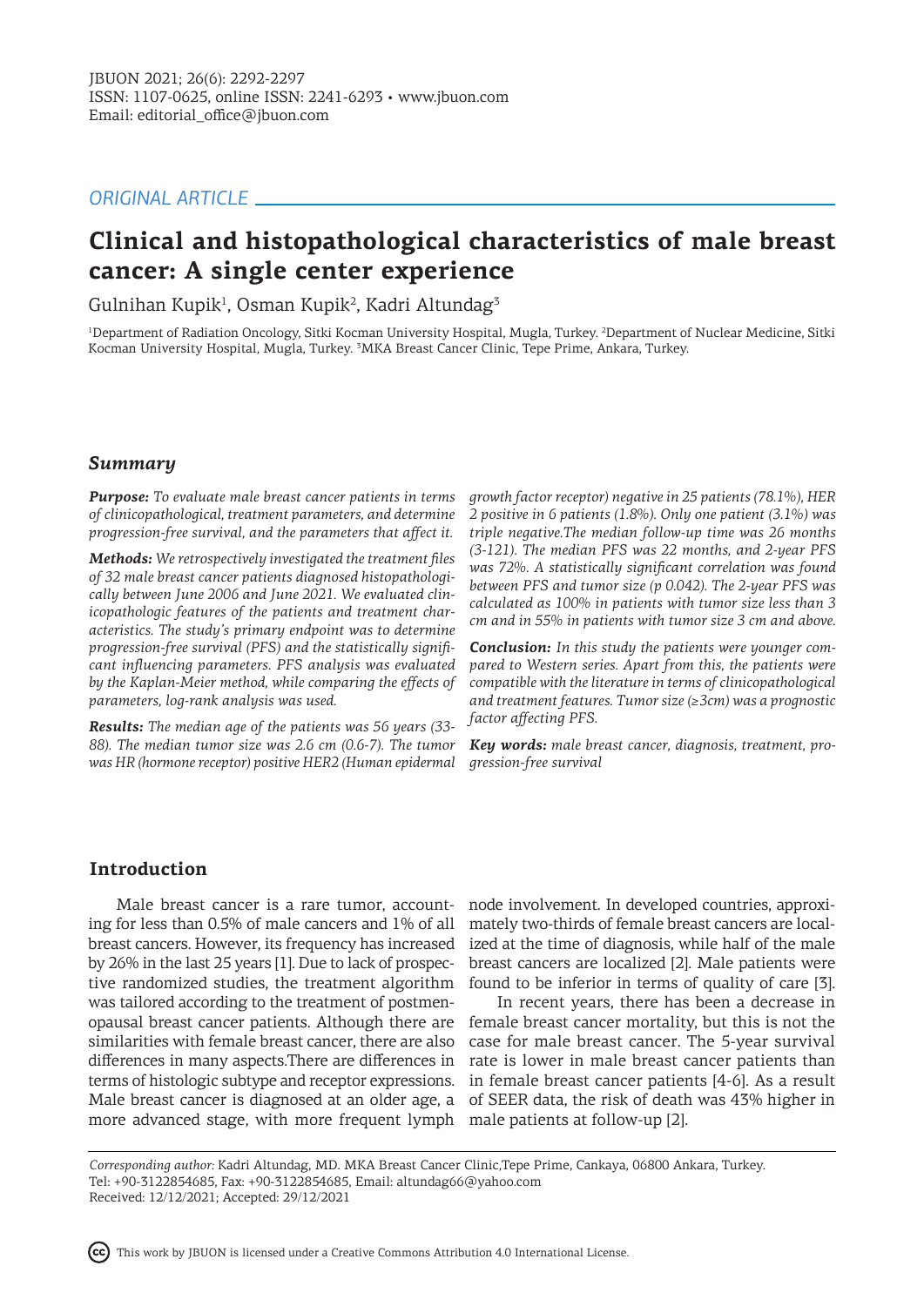ORIGINAL ARTICLE

# Clinical and histopathological characteristics of male breast cancer: A single center experience

Gulnihan Kupik[1], Osman Kupik[2], Kadri Altundag[3]

[1]Department of Radiation Oncology, Sitki Kocman University Hospital, Mugla, Turkey. [2]Department of Nuclear Medicine, Sitki Kocman University Hospital, Mugla, Turkey. [3]MKA Breast Cancer Clinic, Tepe Prime, Ankara, Turkey.

## Summary

***Purpose:*** *To evaluate male breast cancer patients in terms of clinicopathological, treatment parameters, and determine progression-free survival, and the parameters that affect it.*

***Methods:*** *We retrospectively investigated the treatment files of 32 male breast cancer patients diagnosed histopathologically between June 2006 and June 2021. We evaluated clinicopathologic features of the patients and treatment characteristics. The study's primary endpoint was to determine progression-free survival (PFS) and the statistically significant influencing parameters. PFS analysis was evaluated by the Kaplan-Meier method, while comparing the effects of parameters, log-rank analysis was used.*

***Results:*** *The median age of the patients was 56 years (33-88). The median tumor size was 2.6 cm (0.6-7). The tumor was HR (hormone receptor) positive HER2 (Human epidermal growth factor receptor) negative in 25 patients (78.1%), HER 2 positive in 6 patients (1.8%). Only one patient (3.1%) was triple negative.The median follow-up time was 26 months (3-121). The median PFS was 22 months, and 2-year PFS was 72%. A statistically significant correlation was found between PFS and tumor size (p 0.042). The 2-year PFS was calculated as 100% in patients with tumor size less than 3 cm and in 55% in patients with tumor size 3 cm and above.*

***Conclusion:*** *In this study the patients were younger compared to Western series. Apart from this, the patients were compatible with the literature in terms of clinicopathological and treatment features. Tumor size (≥3cm) was a prognostic factor affecting PFS.*

***Key words:*** *male breast cancer, diagnosis, treatment, progression-free survival*

## Introduction

Male breast cancer is a rare tumor, accounting for less than 0.5% of male cancers and 1% of all breast cancers. However, its frequency has increased by 26% in the last 25 years [1]. Due to lack of prospective randomized studies, the treatment algorithm was tailored according to the treatment of postmenopausal breast cancer patients. Although there are similarities with female breast cancer, there are also differences in many aspects.There are differences in terms of histologic subtype and receptor expressions. Male breast cancer is diagnosed at an older age, a more advanced stage, with more frequent lymph node involvement. In developed countries, approximately two-thirds of female breast cancers are localized at the time of diagnosis, while half of the male breast cancers are localized [2]. Male patients were found to be inferior in terms of quality of care [3].

In recent years, there has been a decrease in female breast cancer mortality, but this is not the case for male breast cancer. The 5-year survival rate is lower in male breast cancer patients than in female breast cancer patients [4-6]. As a result of SEER data, the risk of death was 43% higher in male patients at follow-up [2].

*Corresponding author:* Kadri Altundag, MD. MKA Breast Cancer Clinic,Tepe Prime, Cankaya, 06800 Ankara, Turkey.
Tel: +90-3122854685, Fax: +90-3122854685, Email: altundag66@yahoo.com
Received: 12/12/2021; Accepted: 29/12/2021

This work by JBUON is licensed under a Creative Commons Attribution 4.0 International License.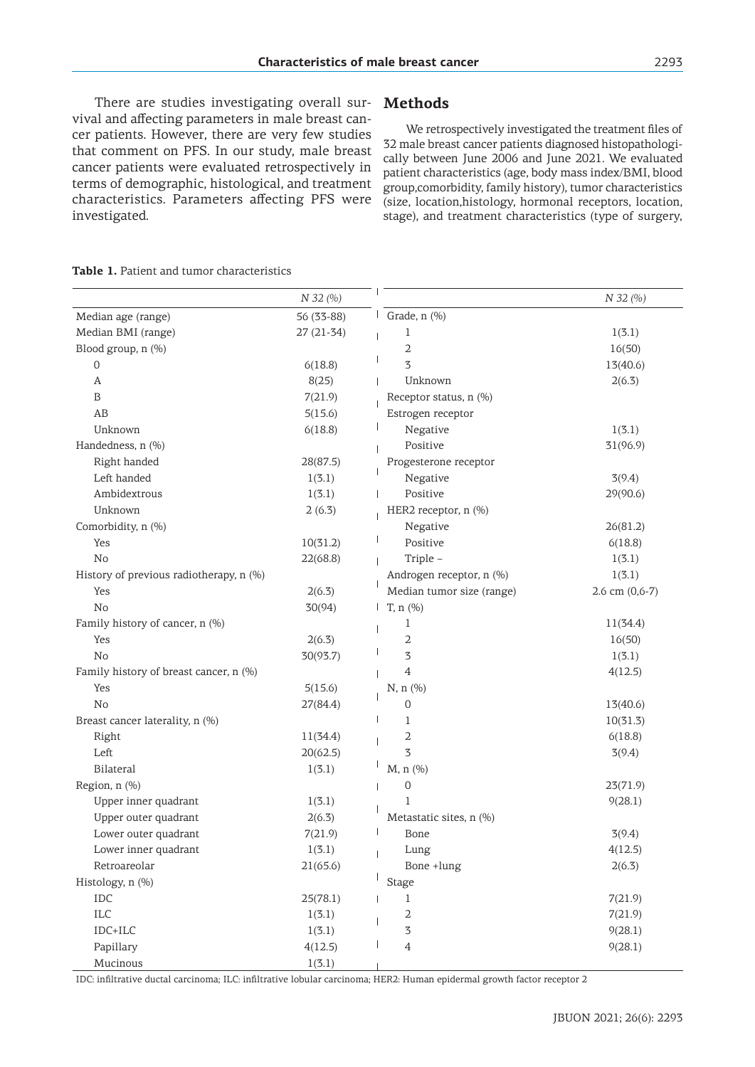There are studies investigating overall survival and affecting parameters in male breast cancer patients. However, there are very few studies that comment on PFS. In our study, male breast cancer patients were evaluated retrospectively in terms of demographic, histological, and treatment characteristics. Parameters affecting PFS were investigated.

## Methods

We retrospectively investigated the treatment files of 32 male breast cancer patients diagnosed histopathologically between June 2006 and June 2021. We evaluated patient characteristics (age, body mass index/BMI, blood group,comorbidity, family history), tumor characteristics (size, location,histology, hormonal receptors, location, stage), and treatment characteristics (type of surgery,

**Table 1.** Patient and tumor characteristics

| | N 32 (%) | | N 32 (%) |
|---|---|---|---|
| Median age (range) | 56 (33-88) | Grade, n (%) | |
| Median BMI (range) | 27 (21-34) | 1 | 1(3.1) |
| Blood group, n (%) | | 2 | 16(50) |
| 0 | 6(18.8) | 3 | 13(40.6) |
| A | 8(25) | Unknown | 2(6.3) |
| B | 7(21.9) | Receptor status, n (%) | |
| AB | 5(15.6) | Estrogen receptor | |
| Unknown | 6(18.8) | Negative | 1(3.1) |
| Handedness, n (%) | | Positive | 31(96.9) |
| Right handed | 28(87.5) | Progesterone receptor | |
| Left handed | 1(3.1) | Negative | 3(9.4) |
| Ambidextrous | 1(3.1) | Positive | 29(90.6) |
| Unknown | 2 (6.3) | HER2 receptor, n (%) | |
| Comorbidity, n (%) | | Negative | 26(81.2) |
| Yes | 10(31.2) | Positive | 6(18.8) |
| No | 22(68.8) | Triple – | 1(3.1) |
| History of previous radiotherapy, n (%) | | Androgen receptor, n (%) | 1(3.1) |
| Yes | 2(6.3) | Median tumor size (range) | 2.6 cm (0,6-7) |
| No | 30(94) | T, n (%) | |
| Family history of cancer, n (%) | | 1 | 11(34.4) |
| Yes | 2(6.3) | 2 | 16(50) |
| No | 30(93.7) | 3 | 1(3.1) |
| Family history of breast cancer, n (%) | | 4 | 4(12.5) |
| Yes | 5(15.6) | N, n (%) | |
| No | 27(84.4) | 0 | 13(40.6) |
| Breast cancer laterality, n (%) | | 1 | 10(31.3) |
| Right | 11(34.4) | 2 | 6(18.8) |
| Left | 20(62.5) | 3 | 3(9.4) |
| Bilateral | 1(3.1) | M, n (%) | |
| Region, n (%) | | 0 | 23(71.9) |
| Upper inner quadrant | 1(3.1) | 1 | 9(28.1) |
| Upper outer quadrant | 2(6.3) | Metastatic sites, n (%) | |
| Lower outer quadrant | 7(21.9) | Bone | 3(9.4) |
| Lower inner quadrant | 1(3.1) | Lung | 4(12.5) |
| Retroareolar | 21(65.6) | Bone +lung | 2(6.3) |
| Histology, n (%) | | Stage | |
| IDC | 25(78.1) | 1 | 7(21.9) |
| ILC | 1(3.1) | 2 | 7(21.9) |
| IDC+ILC | 1(3.1) | 3 | 9(28.1) |
| Papillary | 4(12.5) | 4 | 9(28.1) |
| Mucinous | 1(3.1) | | |

IDC: infiltrative ductal carcinoma; ILC: infiltrative lobular carcinoma; HER2: Human epidermal growth factor receptor 2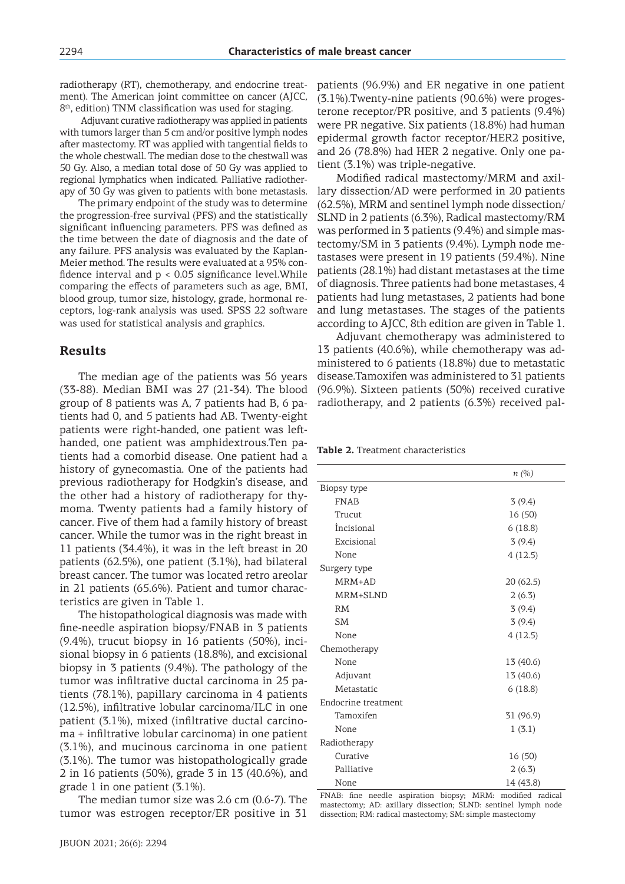radiotherapy (RT), chemotherapy, and endocrine treatment). The American joint committee on cancer (AJCC, 8th, edition) TNM classification was used for staging.

Adjuvant curative radiotherapy was applied in patients with tumors larger than 5 cm and/or positive lymph nodes after mastectomy. RT was applied with tangential fields to the whole chestwall. The median dose to the chestwall was 50 Gy. Also, a median total dose of 50 Gy was applied to regional lymphatics when indicated. Palliative radiotherapy of 30 Gy was given to patients with bone metastasis.

The primary endpoint of the study was to determine the progression-free survival (PFS) and the statistically significant influencing parameters. PFS was defined as the time between the date of diagnosis and the date of any failure. PFS analysis was evaluated by the Kaplan-Meier method. The results were evaluated at a 95% confidence interval and $p < 0.05$ significance level.While comparing the effects of parameters such as age, BMI, blood group, tumor size, histology, grade, hormonal receptors, log-rank analysis was used. SPSS 22 software was used for statistical analysis and graphics.

## Results

The median age of the patients was 56 years (33-88). Median BMI was 27 (21-34). The blood group of 8 patients was A, 7 patients had B, 6 patients had 0, and 5 patients had AB. Twenty-eight patients were right-handed, one patient was left-handed, one patient was amphidextrous.Ten patients had a comorbid disease. One patient had a history of gynecomastia. One of the patients had previous radiotherapy for Hodgkin's disease, and the other had a history of radiotherapy for thymoma. Twenty patients had a family history of cancer. Five of them had a family history of breast cancer. While the tumor was in the right breast in 11 patients (34.4%), it was in the left breast in 20 patients (62.5%), one patient (3.1%), had bilateral breast cancer. The tumor was located retro areolar in 21 patients (65.6%). Patient and tumor characteristics are given in Table 1.

The histopathological diagnosis was made with fine-needle aspiration biopsy/FNAB in 3 patients (9.4%), trucut biopsy in 16 patients (50%), incisional biopsy in 6 patients (18.8%), and excisional biopsy in 3 patients (9.4%). The pathology of the tumor was infiltrative ductal carcinoma in 25 patients (78.1%), papillary carcinoma in 4 patients (12.5%), infiltrative lobular carcinoma/ILC in one patient (3.1%), mixed (infiltrative ductal carcinoma + infiltrative lobular carcinoma) in one patient (3.1%), and mucinous carcinoma in one patient (3.1%). The tumor was histopathologically grade 2 in 16 patients (50%), grade 3 in 13 (40.6%), and grade 1 in one patient (3.1%).

The median tumor size was 2.6 cm (0.6-7). The tumor was estrogen receptor/ER positive in 31 patients (96.9%) and ER negative in one patient (3.1%).Twenty-nine patients (90.6%) were progesterone receptor/PR positive, and 3 patients (9.4%) were PR negative. Six patients (18.8%) had human epidermal growth factor receptor/HER2 positive, and 26 (78.8%) had HER 2 negative. Only one patient (3.1%) was triple-negative.

Modified radical mastectomy/MRM and axillary dissection/AD were performed in 20 patients (62.5%), MRM and sentinel lymph node dissection/SLND in 2 patients (6.3%), Radical mastectomy/RM was performed in 3 patients (9.4%) and simple mastectomy/SM in 3 patients (9.4%). Lymph node metastases were present in 19 patients (59.4%). Nine patients (28.1%) had distant metastases at the time of diagnosis. Three patients had bone metastases, 4 patients had lung metastases, 2 patients had bone and lung metastases. The stages of the patients according to AJCC, 8th edition are given in Table 1.

Adjuvant chemotherapy was administered to 13 patients (40.6%), while chemotherapy was administered to 6 patients (18.8%) due to metastatic disease.Tamoxifen was administered to 31 patients (96.9%). Sixteen patients (50%) received curative radiotherapy, and 2 patients (6.3%) received pal-

**Table 2.** Treatment characteristics

| | *n (%)* |
|---|---|
| Biopsy type | |
| FNAB | 3 (9.4) |
| Trucut | 16 (50) |
| İncisional | 6 (18.8) |
| Excisional | 3 (9.4) |
| None | 4 (12.5) |
| Surgery type | |
| MRM+AD | 20 (62.5) |
| MRM+SLND | 2 (6.3) |
| RM | 3 (9.4) |
| SM | 3 (9.4) |
| None | 4 (12.5) |
| Chemotherapy | |
| None | 13 (40.6) |
| Adjuvant | 13 (40.6) |
| Metastatic | 6 (18.8) |
| Endocrine treatment | |
| Tamoxifen | 31 (96.9) |
| None | 1 (3.1) |
| Radiotherapy | |
| Curative | 16 (50) |
| Palliative | 2 (6.3) |
| None | 14 (43.8) |

FNAB: fine needle aspiration biopsy; MRM: modified radical mastectomy; AD: axillary dissection; SLND: sentinel lymph node dissection; RM: radical mastectomy; SM: simple mastectomy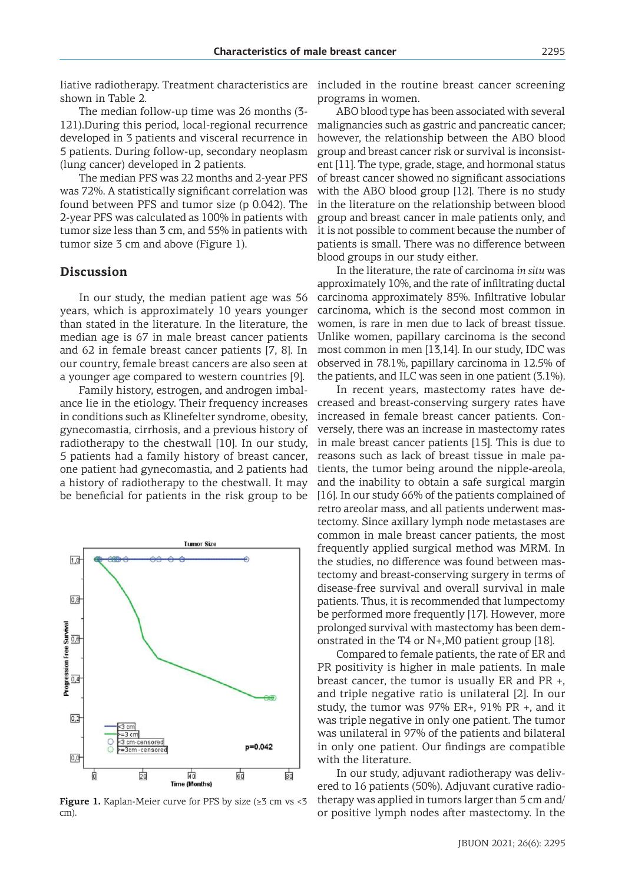liative radiotherapy. Treatment characteristics are shown in Table 2.

The median follow-up time was 26 months (3-121).During this period, local-regional recurrence developed in 3 patients and visceral recurrence in 5 patients. During follow-up, secondary neoplasm (lung cancer) developed in 2 patients.

The median PFS was 22 months and 2-year PFS was 72%. A statistically significant correlation was found between PFS and tumor size (p 0.042). The 2-year PFS was calculated as 100% in patients with tumor size less than 3 cm, and 55% in patients with tumor size 3 cm and above (Figure 1).

## Discussion

In our study, the median patient age was 56 years, which is approximately 10 years younger than stated in the literature. In the literature, the median age is 67 in male breast cancer patients and 62 in female breast cancer patients [7, 8]. In our country, female breast cancers are also seen at a younger age compared to western countries [9].

Family history, estrogen, and androgen imbalance lie in the etiology. Their frequency increases in conditions such as Klinefelter syndrome, obesity, gynecomastia, cirrhosis, and a previous history of radiotherapy to the chestwall [10]. In our study, 5 patients had a family history of breast cancer, one patient had gynecomastia, and 2 patients had a history of radiotherapy to the chestwall. It may be beneficial for patients in the risk group to be included in the routine breast cancer screening programs in women.

Tumor Size

1.0
0.8
0.6
0.4
0.2
0.0

Progression Free Survival

0 20 40 60 80

Time (Months)

<3 cm
>=3 cm
<3 cm-censored
>=3cm-censored

p=0.042

**Figure 1.** Kaplan-Meier curve for PFS by size (≥3 cm vs <3 cm).

ABO blood type has been associated with several malignancies such as gastric and pancreatic cancer; however, the relationship between the ABO blood group and breast cancer risk or survival is inconsistent [11]. The type, grade, stage, and hormonal status of breast cancer showed no significant associations with the ABO blood group [12]. There is no study in the literature on the relationship between blood group and breast cancer in male patients only, and it is not possible to comment because the number of patients is small. There was no difference between blood groups in our study either.

In the literature, the rate of carcinoma *in situ* was approximately 10%, and the rate of infiltrating ductal carcinoma approximately 85%. Infiltrative lobular carcinoma, which is the second most common in women, is rare in men due to lack of breast tissue. Unlike women, papillary carcinoma is the second most common in men [13,14]. In our study, IDC was observed in 78.1%, papillary carcinoma in 12.5% of the patients, and ILC was seen in one patient (3.1%).

In recent years, mastectomy rates have decreased and breast-conserving surgery rates have increased in female breast cancer patients. Conversely, there was an increase in mastectomy rates in male breast cancer patients [15]. This is due to reasons such as lack of breast tissue in male patients, the tumor being around the nipple-areola, and the inability to obtain a safe surgical margin [16]. In our study 66% of the patients complained of retro areolar mass, and all patients underwent mastectomy. Since axillary lymph node metastases are common in male breast cancer patients, the most frequently applied surgical method was MRM. In the studies, no difference was found between mastectomy and breast-conserving surgery in terms of disease-free survival and overall survival in male patients. Thus, it is recommended that lumpectomy be performed more frequently [17]. However, more prolonged survival with mastectomy has been demonstrated in the T4 or N+,M0 patient group [18].

Compared to female patients, the rate of ER and PR positivity is higher in male patients. In male breast cancer, the tumor is usually ER and PR +, and triple negative ratio is unilateral [2]. In our study, the tumor was 97% ER+, 91% PR +, and it was triple negative in only one patient. The tumor was unilateral in 97% of the patients and bilateral in only one patient. Our findings are compatible with the literature.

In our study, adjuvant radiotherapy was delivered to 16 patients (50%). Adjuvant curative radiotherapy was applied in tumors larger than 5 cm and/or positive lymph nodes after mastectomy. In the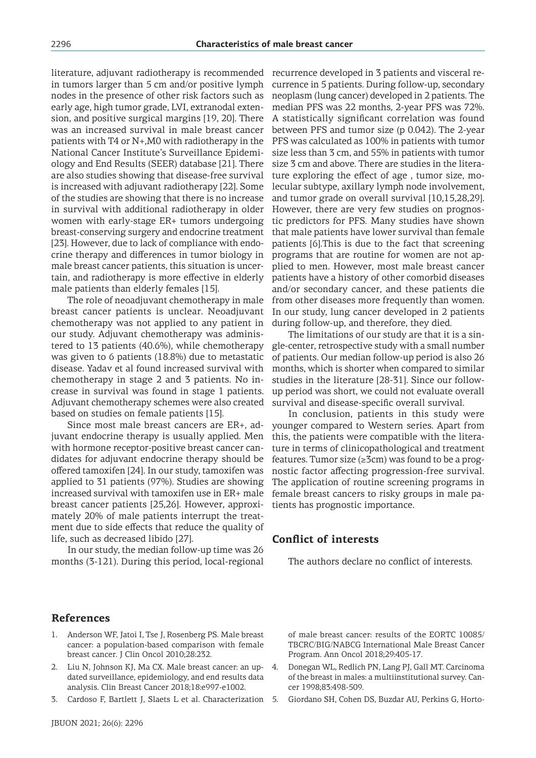literature, adjuvant radiotherapy is recommended in tumors larger than 5 cm and/or positive lymph nodes in the presence of other risk factors such as early age, high tumor grade, LVI, extranodal extension, and positive surgical margins [19, 20]. There was an increased survival in male breast cancer patients with T4 or N+,M0 with radiotherapy in the National Cancer Institute's Surveillance Epidemiology and End Results (SEER) database [21]. There are also studies showing that disease-free survival is increased with adjuvant radiotherapy [22]. Some of the studies are showing that there is no increase in survival with additional radiotherapy in older women with early-stage ER+ tumors undergoing breast-conserving surgery and endocrine treatment [23]. However, due to lack of compliance with endocrine therapy and differences in tumor biology in male breast cancer patients, this situation is uncertain, and radiotherapy is more effective in elderly male patients than elderly females [15].

The role of neoadjuvant chemotherapy in male breast cancer patients is unclear. Neoadjuvant chemotherapy was not applied to any patient in our study. Adjuvant chemotherapy was administered to 13 patients (40.6%), while chemotherapy was given to 6 patients (18.8%) due to metastatic disease. Yadav et al found increased survival with chemotherapy in stage 2 and 3 patients. No increase in survival was found in stage 1 patients. Adjuvant chemotherapy schemes were also created based on studies on female patients [15].

Since most male breast cancers are ER+, adjuvant endocrine therapy is usually applied. Men with hormone receptor-positive breast cancer candidates for adjuvant endocrine therapy should be offered tamoxifen [24]. In our study, tamoxifen was applied to 31 patients (97%). Studies are showing increased survival with tamoxifen use in ER+ male breast cancer patients [25,26]. However, approximately 20% of male patients interrupt the treatment due to side effects that reduce the quality of life, such as decreased libido [27].

In our study, the median follow-up time was 26 months (3-121). During this period, local-regional recurrence developed in 3 patients and visceral recurrence in 5 patients. During follow-up, secondary neoplasm (lung cancer) developed in 2 patients. The median PFS was 22 months, 2-year PFS was 72%. A statistically significant correlation was found between PFS and tumor size (p 0.042). The 2-year PFS was calculated as 100% in patients with tumor size less than 3 cm, and 55% in patients with tumor size 3 cm and above. There are studies in the literature exploring the effect of age , tumor size, molecular subtype, axillary lymph node involvement, and tumor grade on overall survival [10,15,28,29]. However, there are very few studies on prognostic predictors for PFS. Many studies have shown that male patients have lower survival than female patients [6].This is due to the fact that screening programs that are routine for women are not applied to men. However, most male breast cancer patients have a history of other comorbid diseases and/or secondary cancer, and these patients die from other diseases more frequently than women. In our study, lung cancer developed in 2 patients during follow-up, and therefore, they died.

The limitations of our study are that it is a single-center, retrospective study with a small number of patients. Our median follow-up period is also 26 months, which is shorter when compared to similar studies in the literature [28-31]. Since our follow-up period was short, we could not evaluate overall survival and disease-specific overall survival.

In conclusion, patients in this study were younger compared to Western series. Apart from this, the patients were compatible with the literature in terms of clinicopathological and treatment features. Tumor size (≥3cm) was found to be a prognostic factor affecting progression-free survival. The application of routine screening programs in female breast cancers to risky groups in male patients has prognostic importance.

## Conflict of interests

The authors declare no conflict of interests.

## References

1. Anderson WF, Jatoi I, Tse J, Rosenberg PS. Male breast cancer: a population-based comparison with female breast cancer. J Clin Oncol 2010;28:232.
2. Liu N, Johnson KJ, Ma CX. Male breast cancer: an updated surveillance, epidemiology, and end results data analysis. Clin Breast Cancer 2018;18:e997-e1002.
3. Cardoso F, Bartlett J, Slaets L et al. Characterization of male breast cancer: results of the EORTC 10085/TBCRC/BIG/NABCG International Male Breast Cancer Program. Ann Oncol 2018;29:405-17.
4. Donegan WL, Redlich PN, Lang PJ, Gall MT. Carcinoma of the breast in males: a multiinstitutional survey. Cancer 1998;83:498-509.
5. Giordano SH, Cohen DS, Buzdar AU, Perkins G, Horto-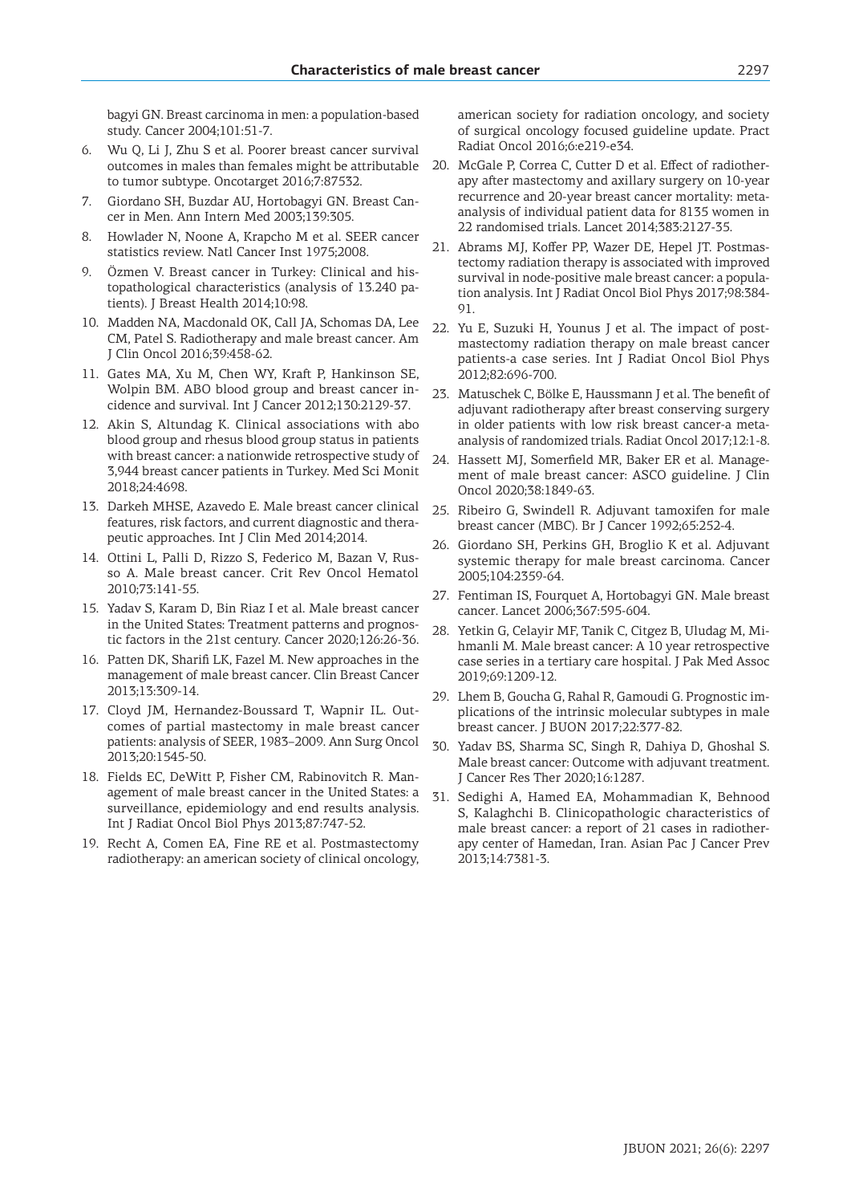bagyi GN. Breast carcinoma in men: a population-based study. Cancer 2004;101:51-7.

6. Wu Q, Li J, Zhu S et al. Poorer breast cancer survival outcomes in males than females might be attributable to tumor subtype. Oncotarget 2016;7:87532.
7. Giordano SH, Buzdar AU, Hortobagyi GN. Breast Cancer in Men. Ann Intern Med 2003;139:305.
8. Howlader N, Noone A, Krapcho M et al. SEER cancer statistics review. Natl Cancer Inst 1975;2008.
9. Özmen V. Breast cancer in Turkey: Clinical and histopathological characteristics (analysis of 13.240 patients). J Breast Health 2014;10:98.
10. Madden NA, Macdonald OK, Call JA, Schomas DA, Lee CM, Patel S. Radiotherapy and male breast cancer. Am J Clin Oncol 2016;39:458-62.
11. Gates MA, Xu M, Chen WY, Kraft P, Hankinson SE, Wolpin BM. ABO blood group and breast cancer incidence and survival. Int J Cancer 2012;130:2129-37.
12. Akin S, Altundag K. Clinical associations with abo blood group and rhesus blood group status in patients with breast cancer: a nationwide retrospective study of 3,944 breast cancer patients in Turkey. Med Sci Monit 2018;24:4698.
13. Darkeh MHSE, Azavedo E. Male breast cancer clinical features, risk factors, and current diagnostic and therapeutic approaches. Int J Clin Med 2014;2014.
14. Ottini L, Palli D, Rizzo S, Federico M, Bazan V, Russo A. Male breast cancer. Crit Rev Oncol Hematol 2010;73:141-55.
15. Yadav S, Karam D, Bin Riaz I et al. Male breast cancer in the United States: Treatment patterns and prognostic factors in the 21st century. Cancer 2020;126:26-36.
16. Patten DK, Sharifi LK, Fazel M. New approaches in the management of male breast cancer. Clin Breast Cancer 2013;13:309-14.
17. Cloyd JM, Hernandez-Boussard T, Wapnir IL. Outcomes of partial mastectomy in male breast cancer patients: analysis of SEER, 1983–2009. Ann Surg Oncol 2013;20:1545-50.
18. Fields EC, DeWitt P, Fisher CM, Rabinovitch R. Management of male breast cancer in the United States: a surveillance, epidemiology and end results analysis. Int J Radiat Oncol Biol Phys 2013;87:747-52.
19. Recht A, Comen EA, Fine RE et al. Postmastectomy radiotherapy: an american society of clinical oncology, american society for radiation oncology, and society of surgical oncology focused guideline update. Pract Radiat Oncol 2016;6:e219-e34.
20. McGale P, Correa C, Cutter D et al. Effect of radiotherapy after mastectomy and axillary surgery on 10-year recurrence and 20-year breast cancer mortality: meta-analysis of individual patient data for 8135 women in 22 randomised trials. Lancet 2014;383:2127-35.
21. Abrams MJ, Koffer PP, Wazer DE, Hepel JT. Postmastectomy radiation therapy is associated with improved survival in node-positive male breast cancer: a population analysis. Int J Radiat Oncol Biol Phys 2017;98:384-91.
22. Yu E, Suzuki H, Younus J et al. The impact of post-mastectomy radiation therapy on male breast cancer patients-a case series. Int J Radiat Oncol Biol Phys 2012;82:696-700.
23. Matuschek C, Bölke E, Haussmann J et al. The benefit of adjuvant radiotherapy after breast conserving surgery in older patients with low risk breast cancer-a meta-analysis of randomized trials. Radiat Oncol 2017;12:1-8.
24. Hassett MJ, Somerfield MR, Baker ER et al. Management of male breast cancer: ASCO guideline. J Clin Oncol 2020;38:1849-63.
25. Ribeiro G, Swindell R. Adjuvant tamoxifen for male breast cancer (MBC). Br J Cancer 1992;65:252-4.
26. Giordano SH, Perkins GH, Broglio K et al. Adjuvant systemic therapy for male breast carcinoma. Cancer 2005;104:2359-64.
27. Fentiman IS, Fourquet A, Hortobagyi GN. Male breast cancer. Lancet 2006;367:595-604.
28. Yetkin G, Celayir MF, Tanik C, Citgez B, Uludag M, Mihmanli M. Male breast cancer: A 10 year retrospective case series in a tertiary care hospital. J Pak Med Assoc 2019;69:1209-12.
29. Lhem B, Goucha G, Rahal R, Gamoudi G. Prognostic implications of the intrinsic molecular subtypes in male breast cancer. J BUON 2017;22:377-82.
30. Yadav BS, Sharma SC, Singh R, Dahiya D, Ghoshal S. Male breast cancer: Outcome with adjuvant treatment. J Cancer Res Ther 2020;16:1287.
31. Sedighi A, Hamed EA, Mohammadian K, Behnood S, Kalaghchi B. Clinicopathologic characteristics of male breast cancer: a report of 21 cases in radiotherapy center of Hamedan, Iran. Asian Pac J Cancer Prev 2013;14:7381-3.